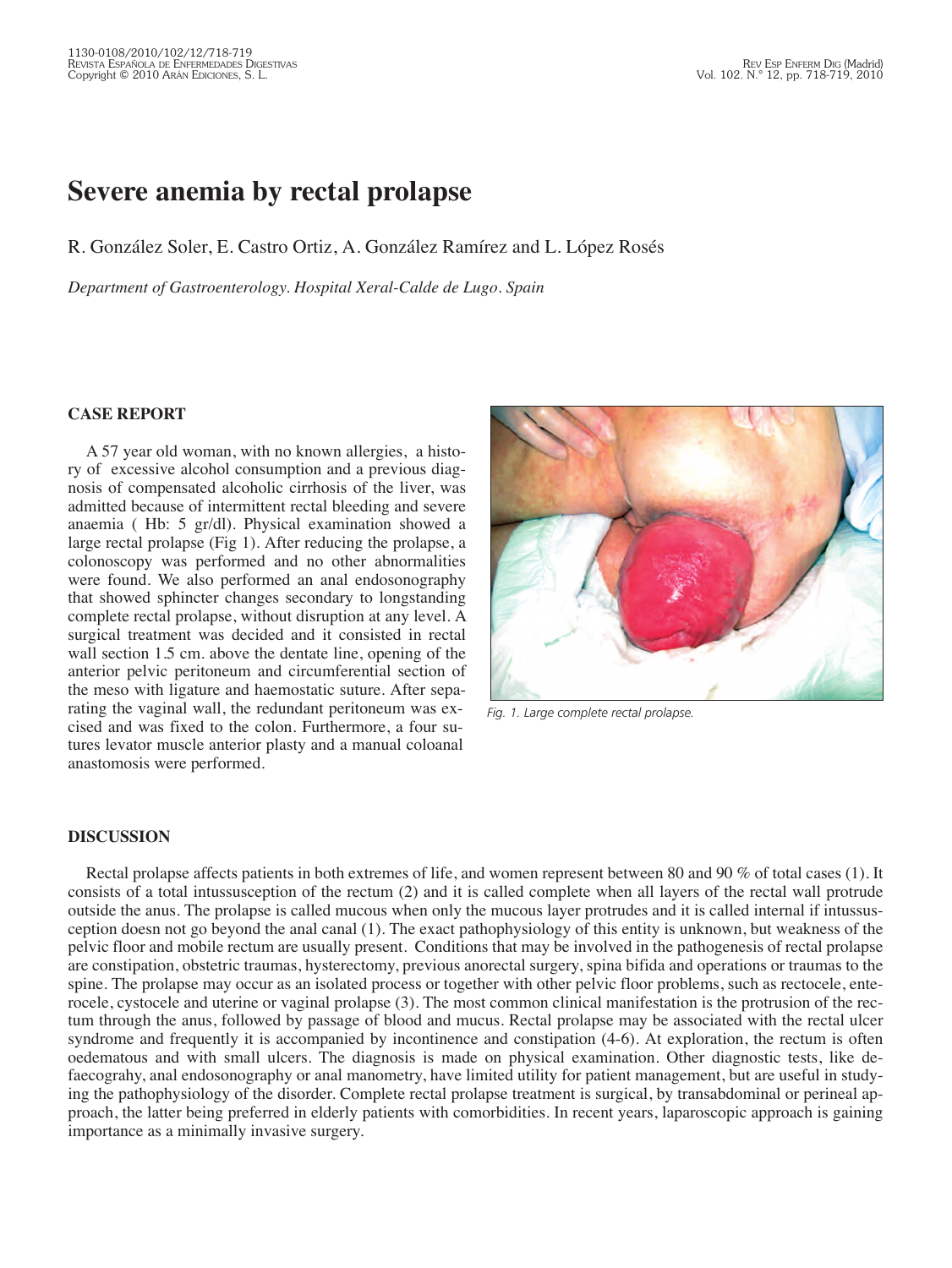# Severe anemia by rectal prolapse

R. González Soler, E. Castro Ortiz, A. González Ramírez and L. López Rosés

*Department of Gastroenterology. Hospital Xeral-Calde de Lugo. Spain*

## CASE REPORT

A 57 year old woman, with no known allergies, a history of excessive alcohol consumption and a previous diagnosis of compensated alcoholic cirrhosis of the liver, was admitted because of intermittent rectal bleeding and severe anaemia ( Hb: 5 gr/dl). Physical examination showed a large rectal prolapse (Fig 1). After reducing the prolapse, a colonoscopy was performed and no other abnormalities were found. We also performed an anal endosonography that showed sphincter changes secondary to longstanding complete rectal prolapse, without disruption at any level. A surgical treatment was decided and it consisted in rectal wall section 1.5 cm. above the dentate line, opening of the anterior pelvic peritoneum and circumferential section of the meso with ligature and haemostatic suture. After separating the vaginal wall, the redundant peritoneum was excised and was fixed to the colon. Furthermore, a four sutures levator muscle anterior plasty and a manual coloanal anastomosis were performed.

*Fig. 1. Large complete rectal prolapse.*

## DISCUSSION

Rectal prolapse affects patients in both extremes of life, and women represent between 80 and 90 % of total cases (1). It consists of a total intussusception of the rectum (2) and it is called complete when all layers of the rectal wall protrude outside the anus. The prolapse is called mucous when only the mucous layer protrudes and it is called internal if intussusception doesn not go beyond the anal canal (1). The exact pathophysiology of this entity is unknown, but weakness of the pelvic floor and mobile rectum are usually present. Conditions that may be involved in the pathogenesis of rectal prolapse are constipation, obstetric traumas, hysterectomy, previous anorectal surgery, spina bifida and operations or traumas to the spine. The prolapse may occur as an isolated process or together with other pelvic floor problems, such as rectocele, enterocele, cystocele and uterine or vaginal prolapse (3). The most common clinical manifestation is the protrusion of the rectum through the anus, followed by passage of blood and mucus. Rectal prolapse may be associated with the rectal ulcer syndrome and frequently it is accompanied by incontinence and constipation (4-6). At exploration, the rectum is often oedematous and with small ulcers. The diagnosis is made on physical examination. Other diagnostic tests, like defaecograhy, anal endosonography or anal manometry, have limited utility for patient management, but are useful in studying the pathophysiology of the disorder. Complete rectal prolapse treatment is surgical, by transabdominal or perineal approach, the latter being preferred in elderly patients with comorbidities. In recent years, laparoscopic approach is gaining importance as a minimally invasive surgery.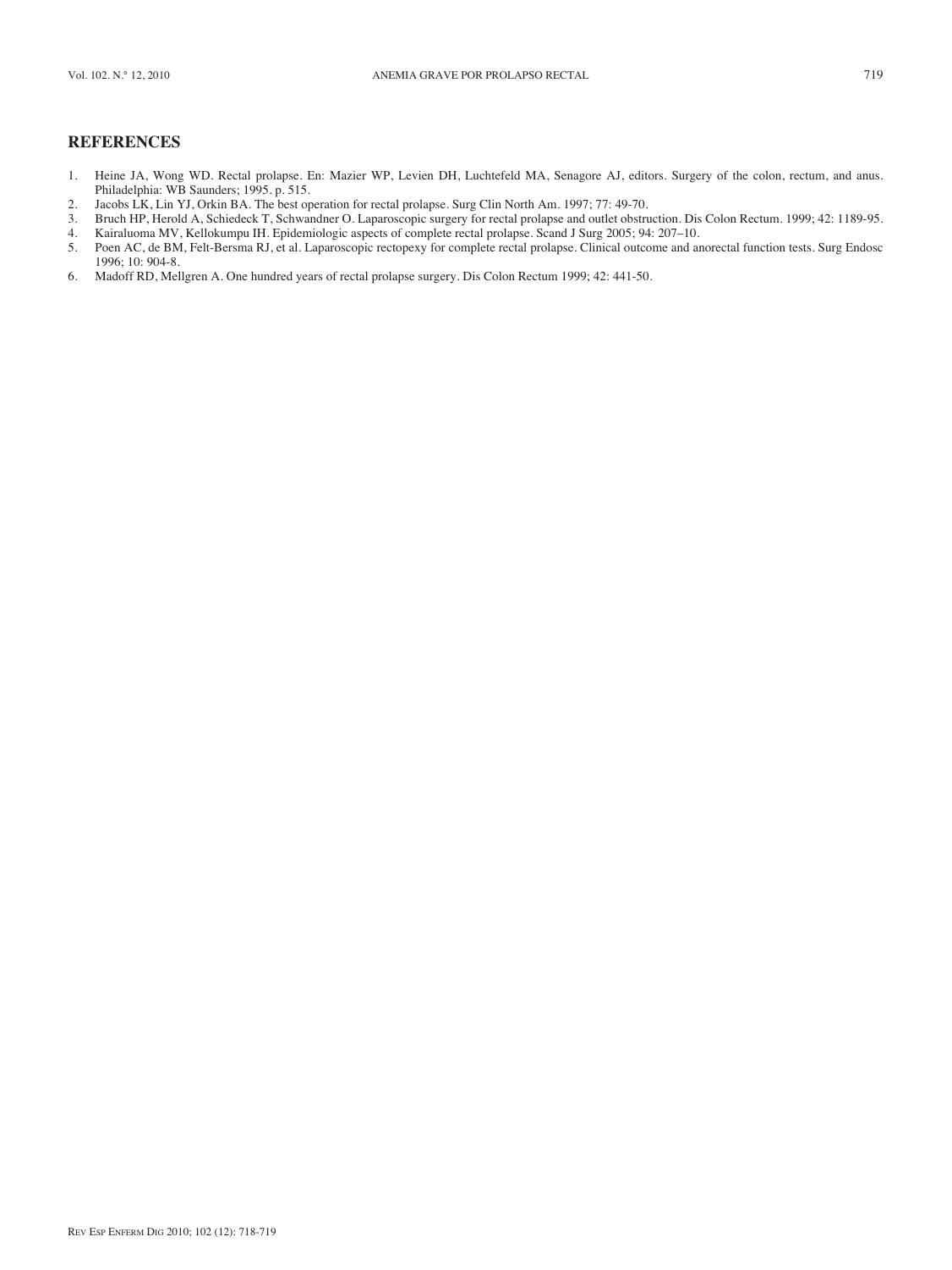## REFERENCES

1. Heine JA, Wong WD. Rectal prolapse. En: Mazier WP, Levien DH, Luchtefeld MA, Senagore AJ, editors. Surgery of the colon, rectum, and anus. Philadelphia: WB Saunders; 1995. p. 515.
2. Jacobs LK, Lin YJ, Orkin BA. The best operation for rectal prolapse. Surg Clin North Am. 1997; 77: 49-70.
3. Bruch HP, Herold A, Schiedeck T, Schwandner O. Laparoscopic surgery for rectal prolapse and outlet obstruction. Dis Colon Rectum. 1999; 42: 1189-95.
4. Kairaluoma MV, Kellokumpu IH. Epidemiologic aspects of complete rectal prolapse. Scand J Surg 2005; 94: 207–10.
5. Poen AC, de BM, Felt-Bersma RJ, et al. Laparoscopic rectopexy for complete rectal prolapse. Clinical outcome and anorectal function tests. Surg Endosc 1996; 10: 904-8.
6. Madoff RD, Mellgren A. One hundred years of rectal prolapse surgery. Dis Colon Rectum 1999; 42: 441-50.